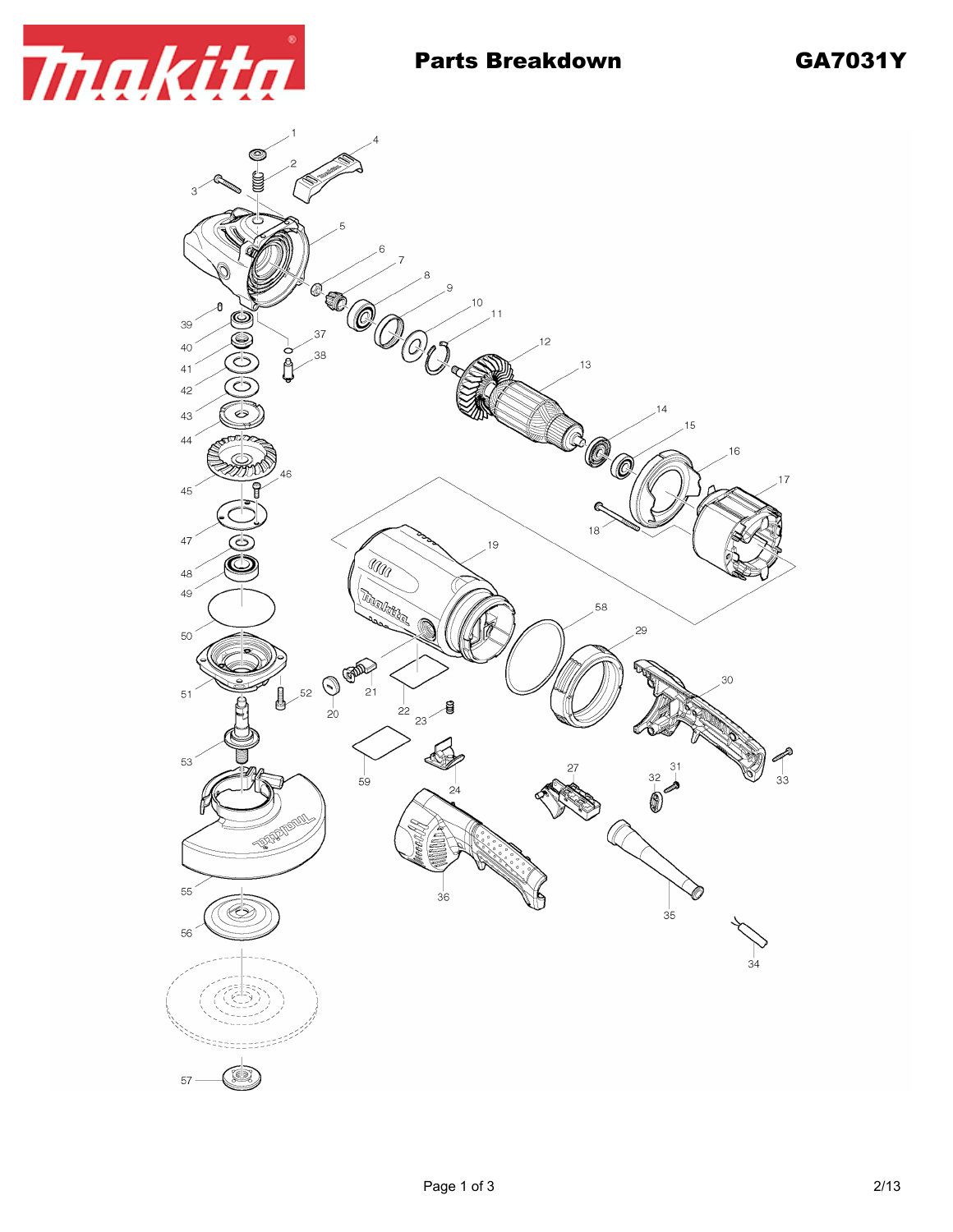# Parts Breakdown

## GA7031Y

1
2
3
4
5
6
7
8
9
10
11
12
13
14
15
16
17
18
19
20
21
22
23
24
27
29
30
31
32
33
34
35
36
37
38
39
40
41
42
43
44
45
46
47
48
49
50
51
52
53
55
56
57
58
59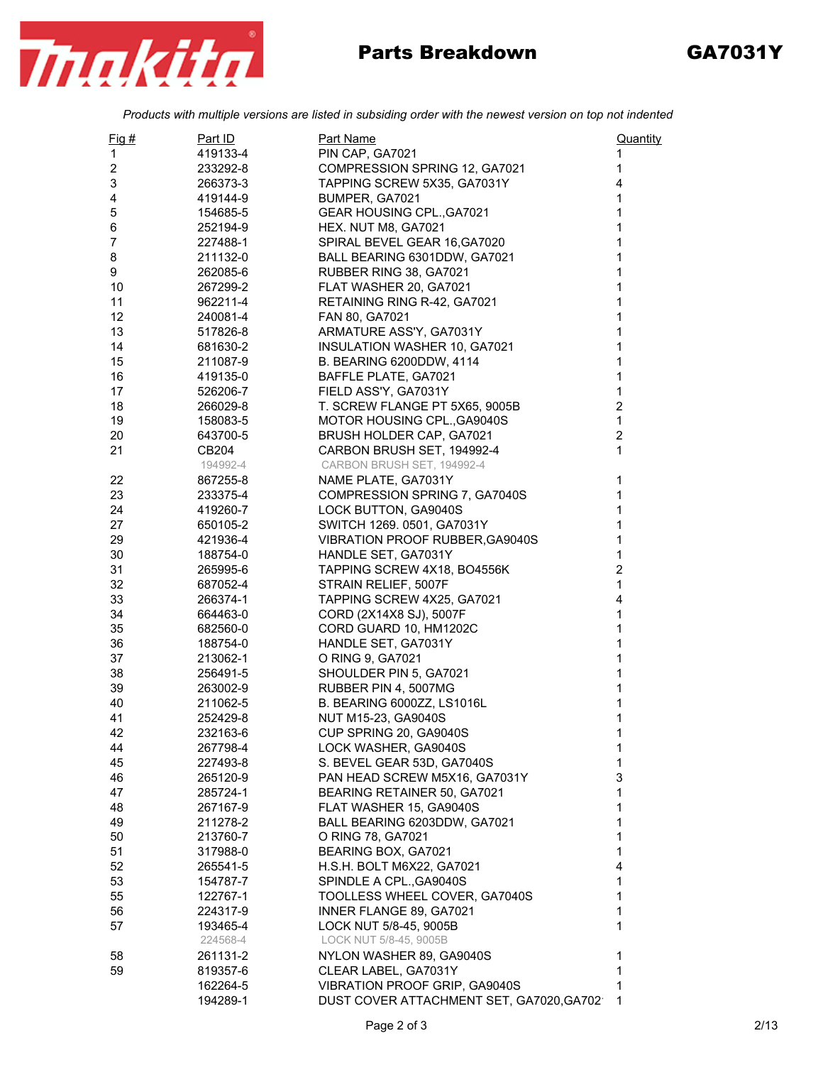# Parts Breakdown GA7031Y

*Products with multiple versions are listed in subsiding order with the newest version on top not indented*

| Fig # | Part ID | Part Name | Quantity |
|---|---|---|---|
| 1 | 419133-4 | PIN CAP, GA7021 | 1 |
| 2 | 233292-8 | COMPRESSION SPRING 12, GA7021 | 1 |
| 3 | 266373-3 | TAPPING SCREW 5X35, GA7031Y | 4 |
| 4 | 419144-9 | BUMPER, GA7021 | 1 |
| 5 | 154685-5 | GEAR HOUSING CPL.,GA7021 | 1 |
| 6 | 252194-9 | HEX. NUT M8, GA7021 | 1 |
| 7 | 227488-1 | SPIRAL BEVEL GEAR 16,GA7020 | 1 |
| 8 | 211132-0 | BALL BEARING 6301DDW, GA7021 | 1 |
| 9 | 262085-6 | RUBBER RING 38, GA7021 | 1 |
| 10 | 267299-2 | FLAT WASHER 20, GA7021 | 1 |
| 11 | 962211-4 | RETAINING RING R-42, GA7021 | 1 |
| 12 | 240081-4 | FAN 80, GA7021 | 1 |
| 13 | 517826-8 | ARMATURE ASS'Y, GA7031Y | 1 |
| 14 | 681630-2 | INSULATION WASHER 10, GA7021 | 1 |
| 15 | 211087-9 | B. BEARING 6200DDW, 4114 | 1 |
| 16 | 419135-0 | BAFFLE PLATE, GA7021 | 1 |
| 17 | 526206-7 | FIELD ASS'Y, GA7031Y | 1 |
| 18 | 266029-8 | T. SCREW FLANGE PT 5X65, 9005B | 2 |
| 19 | 158083-5 | MOTOR HOUSING CPL.,GA9040S | 1 |
| 20 | 643700-5 | BRUSH HOLDER CAP, GA7021 | 2 |
| 21 | CB204 | CARBON BRUSH SET, 194992-4 | 1 |
| | 194992-4 | CARBON BRUSH SET, 194992-4 | |
| 22 | 867255-8 | NAME PLATE, GA7031Y | 1 |
| 23 | 233375-4 | COMPRESSION SPRING 7, GA7040S | 1 |
| 24 | 419260-7 | LOCK BUTTON, GA9040S | 1 |
| 27 | 650105-2 | SWITCH 1269. 0501, GA7031Y | 1 |
| 29 | 421936-4 | VIBRATION PROOF RUBBER,GA9040S | 1 |
| 30 | 188754-0 | HANDLE SET, GA7031Y | 1 |
| 31 | 265995-6 | TAPPING SCREW 4X18, BO4556K | 2 |
| 32 | 687052-4 | STRAIN RELIEF, 5007F | 1 |
| 33 | 266374-1 | TAPPING SCREW 4X25, GA7021 | 4 |
| 34 | 664463-0 | CORD (2X14X8 SJ), 5007F | 1 |
| 35 | 682560-0 | CORD GUARD 10, HM1202C | 1 |
| 36 | 188754-0 | HANDLE SET, GA7031Y | 1 |
| 37 | 213062-1 | O RING 9, GA7021 | 1 |
| 38 | 256491-5 | SHOULDER PIN 5, GA7021 | 1 |
| 39 | 263002-9 | RUBBER PIN 4, 5007MG | 1 |
| 40 | 211062-5 | B. BEARING 6000ZZ, LS1016L | 1 |
| 41 | 252429-8 | NUT M15-23, GA9040S | 1 |
| 42 | 232163-6 | CUP SPRING 20, GA9040S | 1 |
| 44 | 267798-4 | LOCK WASHER, GA9040S | 1 |
| 45 | 227493-8 | S. BEVEL GEAR 53D, GA7040S | 1 |
| 46 | 265120-9 | PAN HEAD SCREW M5X16, GA7031Y | 3 |
| 47 | 285724-1 | BEARING RETAINER 50, GA7021 | 1 |
| 48 | 267167-9 | FLAT WASHER 15, GA9040S | 1 |
| 49 | 211278-2 | BALL BEARING 6203DDW, GA7021 | 1 |
| 50 | 213760-7 | O RING 78, GA7021 | 1 |
| 51 | 317988-0 | BEARING BOX, GA7021 | 1 |
| 52 | 265541-5 | H.S.H. BOLT M6X22, GA7021 | 4 |
| 53 | 154787-7 | SPINDLE A CPL.,GA9040S | 1 |
| 55 | 122767-1 | TOOLLESS WHEEL COVER, GA7040S | 1 |
| 56 | 224317-9 | INNER FLANGE 89, GA7021 | 1 |
| 57 | 193465-4 | LOCK NUT 5/8-45, 9005B | 1 |
| | 224568-4 | LOCK NUT 5/8-45, 9005B | |
| 58 | 261131-2 | NYLON WASHER 89, GA9040S | 1 |
| 59 | 819357-6 | CLEAR LABEL, GA7031Y | 1 |
| | 162264-5 | VIBRATION PROOF GRIP, GA9040S | 1 |
| | 194289-1 | DUST COVER ATTACHMENT SET, GA7020,GA702 | 1 |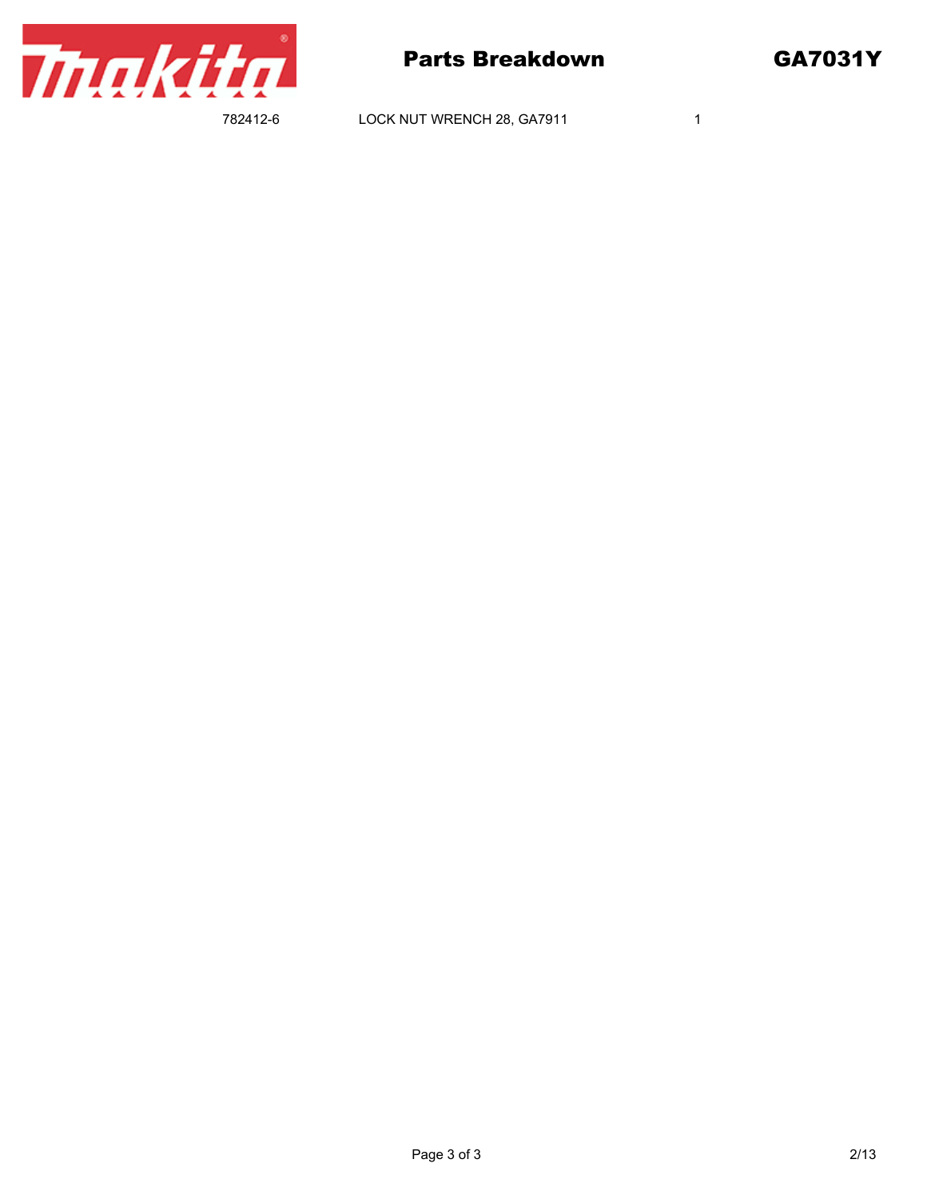| | | |
|---|---|---|
| 782412-6 | LOCK NUT WRENCH 28, GA7911 | 1 |